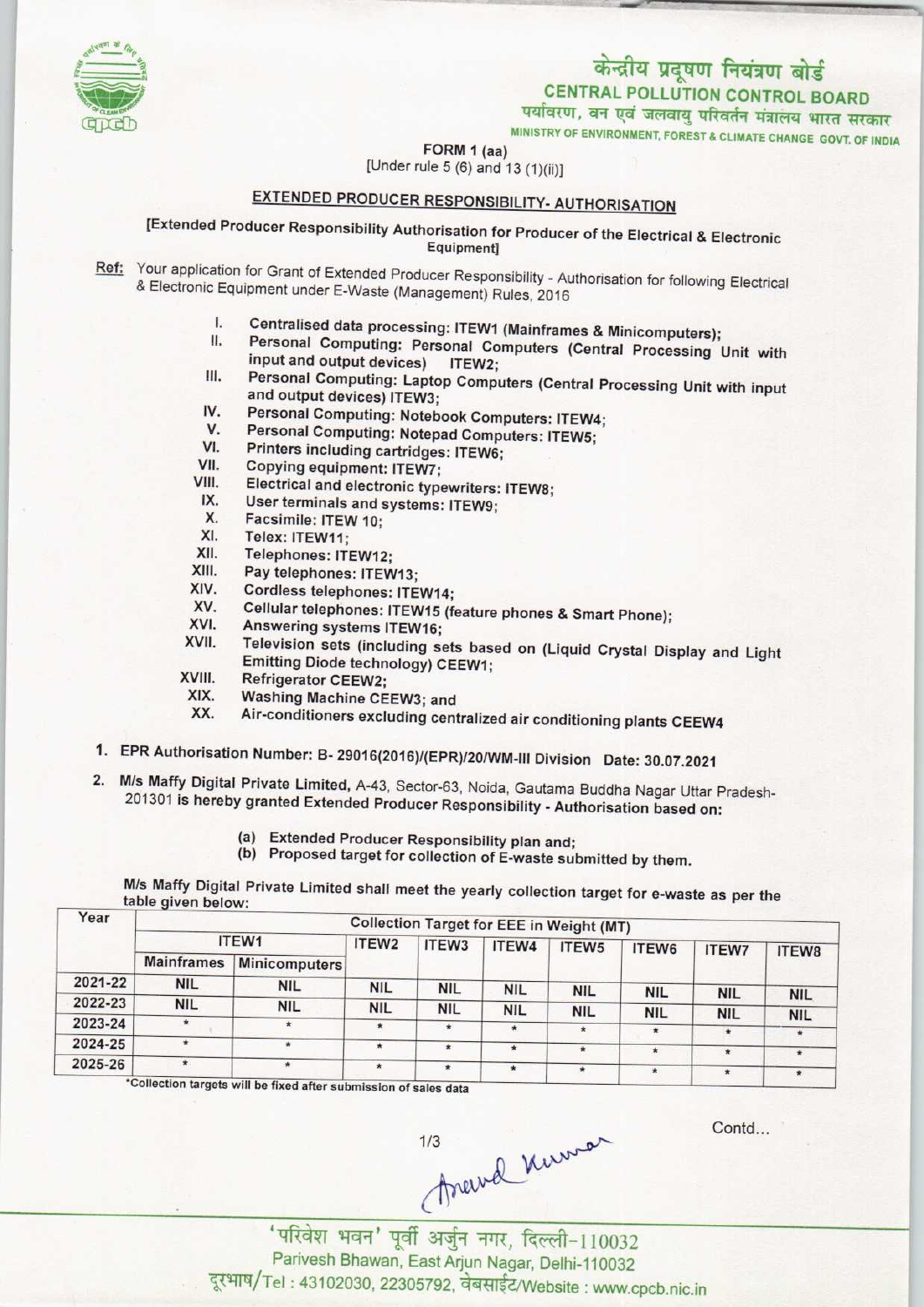# केन्द्रीय प्रदूषण नियंत्रण बोर्ड

## CENTRAL POLLUTION CONTROL BOARD

पर्यावरण, वन एवं जलवायु परिवर्तन मंत्रालय भारत सरकार

MINISTRY OF ENVIRONMENT, FOREST & CLIMATE CHANGE GOVT. OF INDIA

FORM 1 (aa)

[Under rule 5 (6) and 13 (1)(ii)]

## EXTENDED PRODUCER RESPONSIBILITY- AUTHORISATION

[Extended Producer Responsibility Authorisation for Producer of the Electrical & Electronic Equipment]

Ref: Your application for Grant of Extended Producer Responsibility - Authorisation for following Electrical & Electronic Equipment under E-Waste (Management) Rules, 2016

I. Centralised data processing: ITEW1 (Mainframes & Minicomputers);
II. Personal Computing: Personal Computers (Central Processing Unit with input and output devices) ITEW2;
III. Personal Computing: Laptop Computers (Central Processing Unit with input and output devices) ITEW3;
IV. Personal Computing: Notebook Computers: ITEW4;
V. Personal Computing: Notepad Computers: ITEW5;
VI. Printers including cartridges: ITEW6;
VII. Copying equipment: ITEW7;
VIII. Electrical and electronic typewriters: ITEW8;
IX. User terminals and systems: ITEW9;
X. Facsimile: ITEW 10;
XI. Telex: ITEW11;
XII. Telephones: ITEW12;
XIII. Pay telephones: ITEW13;
XIV. Cordless telephones: ITEW14;
XV. Cellular telephones: ITEW15 (feature phones & Smart Phone);
XVI. Answering systems ITEW16;
XVII. Television sets (including sets based on (Liquid Crystal Display and Light Emitting Diode technology) CEEW1;
XVIII. Refrigerator CEEW2;
XIX. Washing Machine CEEW3; and
XX. Air-conditioners excluding centralized air conditioning plants CEEW4

1. EPR Authorisation Number: B- 29016(2016)/(EPR)/20/WM-III Division Date: 30.07.2021

2. M/s Maffy Digital Private Limited, A-43, Sector-63, Noida, Gautama Buddha Nagar Uttar Pradesh-201301 is hereby granted Extended Producer Responsibility - Authorisation based on:

   (a) Extended Producer Responsibility plan and;
   (b) Proposed target for collection of E-waste submitted by them.

M/s Maffy Digital Private Limited shall meet the yearly collection target for e-waste as per the table given below:

| Year | Collection Target for EEE in Weight (MT) | | | | | | | | |
|---|---|---|---|---|---|---|---|---|---|
| | ITEW1 | | ITEW2 | ITEW3 | ITEW4 | ITEW5 | ITEW6 | ITEW7 | ITEW8 |
| | Mainframes | Minicomputers | | | | | | | |
| 2021-22 | NIL | NIL | NIL | NIL | NIL | NIL | NIL | NIL | NIL |
| 2022-23 | NIL | NIL | NIL | NIL | NIL | NIL | NIL | NIL | NIL |
| 2023-24 | * | * | * | * | * | * | * | * | * |
| 2024-25 | * | * | * | * | * | * | * | * | * |
| 2025-26 | * | * | * | * | * | * | * | * | * |

*Collection targets will be fixed after submission of sales data

Contd...

'परिवेश भवन' पूर्वी अर्जुन नगर, दिल्ली-110032
Parivesh Bhawan, East Arjun Nagar, Delhi-110032
दूरभाष/Tel : 43102030, 22305792, वेबसाईट/Website : www.cpcb.nic.in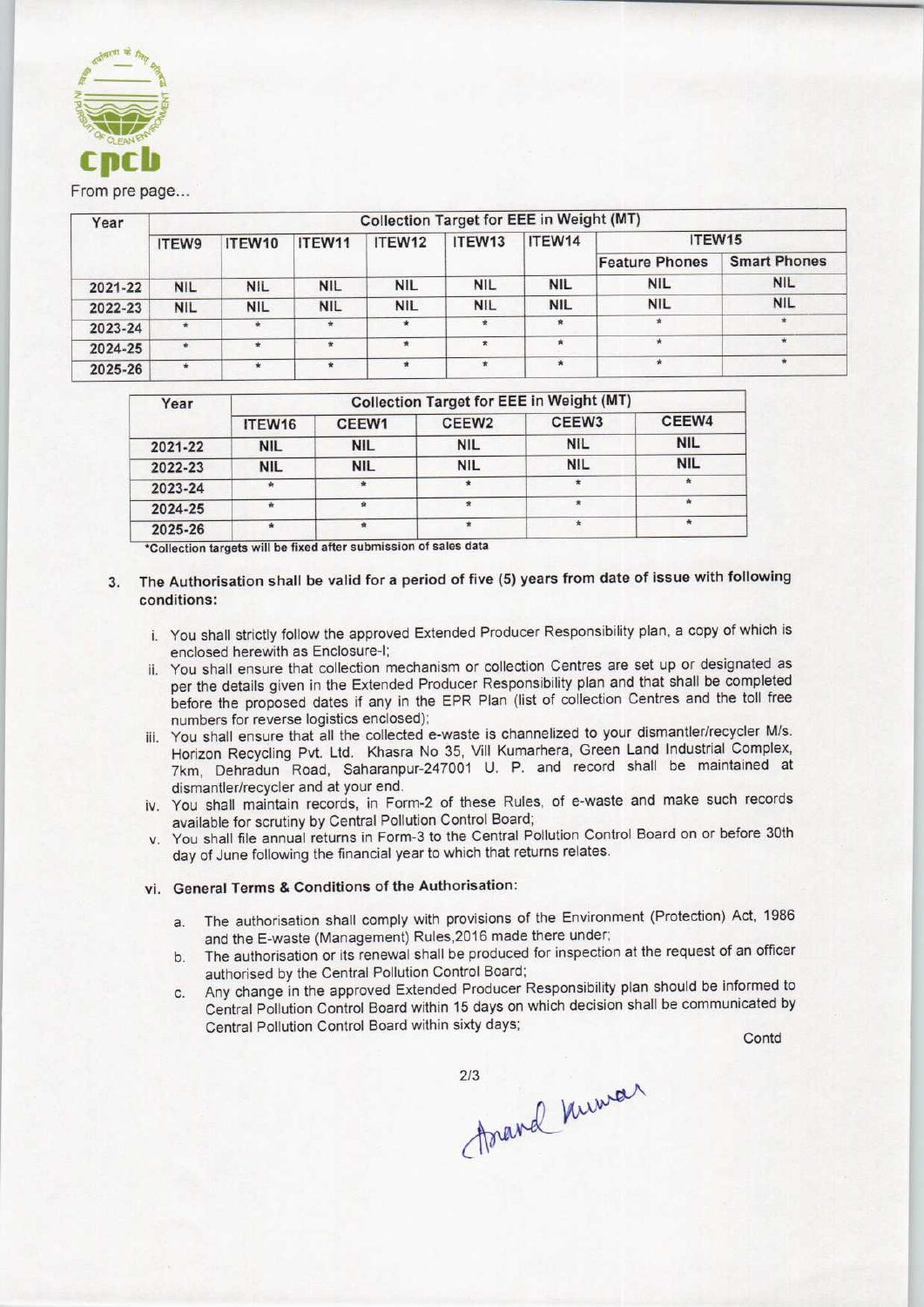From pre page...

| Year | Collection Target for EEE in Weight (MT) | | | | | | | |
|---|---|---|---|---|---|---|---|---|
| | ITEW9 | ITEW10 | ITEW11 | ITEW12 | ITEW13 | ITEW14 | ITEW15 | |
| | | | | | | | Feature Phones | Smart Phones |
| 2021-22 | NIL | NIL | NIL | NIL | NIL | NIL | NIL | NIL |
| 2022-23 | NIL | NIL | NIL | NIL | NIL | NIL | NIL | NIL |
| 2023-24 | * | * | * | * | * | * | * | * |
| 2024-25 | * | * | * | * | * | * | * | * |
| 2025-26 | * | * | * | * | * | * | * | * |

| Year | Collection Target for EEE in Weight (MT) | | | | |
|---|---|---|---|---|---|
| | ITEW16 | CEEW1 | CEEW2 | CEEW3 | CEEW4 |
| 2021-22 | NIL | NIL | NIL | NIL | NIL |
| 2022-23 | NIL | NIL | NIL | NIL | NIL |
| 2023-24 | * | * | * | * | * |
| 2024-25 | * | * | * | * | * |
| 2025-26 | * | * | * | * | * |

*Collection targets will be fixed after submission of sales data

3. **The Authorisation shall be valid for a period of five (5) years from date of issue with following conditions:**

   i. You shall strictly follow the approved Extended Producer Responsibility plan, a copy of which is enclosed herewith as Enclosure-I;

   ii. You shall ensure that collection mechanism or collection Centres are set up or designated as per the details given in the Extended Producer Responsibility plan and that shall be completed before the proposed dates if any in the EPR Plan (list of collection Centres and the toll free numbers for reverse logistics enclosed);

   iii. You shall ensure that all the collected e-waste is channelized to your dismantler/recycler M/s. Horizon Recycling Pvt. Ltd. Khasra No 35, Vill Kumarhera, Green Land Industrial Complex, 7km, Dehradun Road, Saharanpur-247001 U. P. and record shall be maintained at dismantler/recycler and at your end.

   iv. You shall maintain records, in Form-2 of these Rules, of e-waste and make such records available for scrutiny by Central Pollution Control Board;

   v. You shall file annual returns in Form-3 to the Central Pollution Control Board on or before 30th day of June following the financial year to which that returns relates.

   vi. **General Terms & Conditions of the Authorisation:**

      a. The authorisation shall comply with provisions of the Environment (Protection) Act, 1986 and the E-waste (Management) Rules,2016 made there under;

      b. The authorisation or its renewal shall be produced for inspection at the request of an officer authorised by the Central Pollution Control Board;

      c. Any change in the approved Extended Producer Responsibility plan should be informed to Central Pollution Control Board within 15 days on which decision shall be communicated by Central Pollution Control Board within sixty days;

Contd

Anand Kumar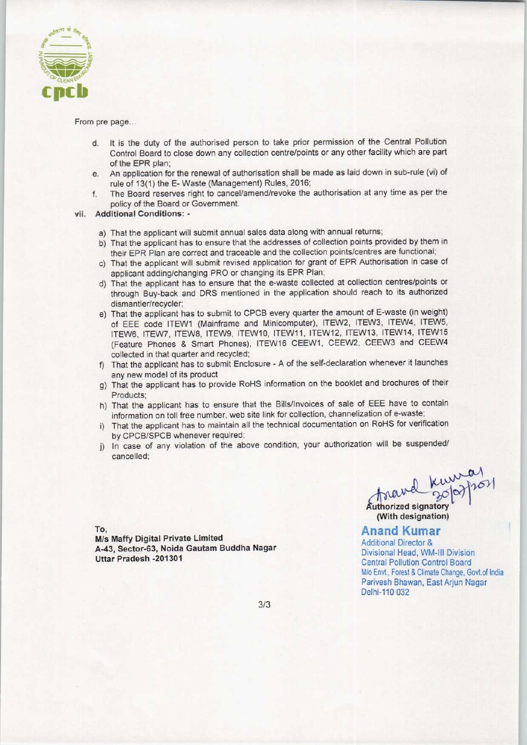From pre page...

d. It is the duty of the authorised person to take prior permission of the Central Pollution Control Board to close down any collection centre/points or any other facility which are part of the EPR plan;
e. An application for the renewal of authorisation shall be made as laid down in sub-rule (vi) of rule of 13(1) the E- Waste (Management) Rules, 2016;
f. The Board reserves right to cancel/amend/revoke the authorisation at any time as per the policy of the Board or Government.

vii. **Additional Conditions: -**

a) That the applicant will submit annual sales data along with annual returns;
b) That the applicant has to ensure that the addresses of collection points provided by them in their EPR Plan are correct and traceable and the collection points/centres are functional;
c) That the applicant will submit revised application for grant of EPR Authorisation in case of applicant adding/changing PRO or changing its EPR Plan;
d) That the applicant has to ensure that the e-waste collected at collection centres/points or through Buy-back and DRS mentioned in the application should reach to its authorized dismantler/recycler;
e) That the applicant has to submit to CPCB every quarter the amount of E-waste (in weight) of EEE code ITEW1 (Mainframe and Minicomputer), ITEW2, ITEW3, ITEW4, ITEW5, ITEW6, ITEW7, ITEW8, ITEW9, ITEW10, ITEW11, ITEW12, ITEW13, ITEW14, ITEW15 (Feature Phones & Smart Phones), ITEW16 CEEW1, CEEW2, CEEW3 and CEEW4 collected in that quarter and recycled;
f) That the applicant has to submit Enclosure - A of the self-declaration whenever it launches any new model of its product
g) That the applicant has to provide RoHS information on the booklet and brochures of their Products;
h) That the applicant has to ensure that the Bills/Invoices of sale of EEE have to contain information on toll free number, web site link for collection, channelization of e-waste;
i) That the applicant has to maintain all the technical documentation on RoHS for verification by CPCB/SPCB whenever required;
j) In case of any violation of the above condition, your authorization will be suspended/ cancelled;

Anand Kumar 30/07/2021

Authorized signatory
(With designation)

**Anand Kumar**
Additional Director &
Divisional Head, WM-III Division
Central Pollution Control Board
M/o Envt., Forest & Climate Change, Govt.of India
Parivesh Bhawan, East Arjun Nagar
Delhi-110 032

To,
**M/s Maffy Digital Private Limited**
**A-43, Sector-63, Noida Gautam Buddha Nagar**
**Uttar Pradesh -201301**